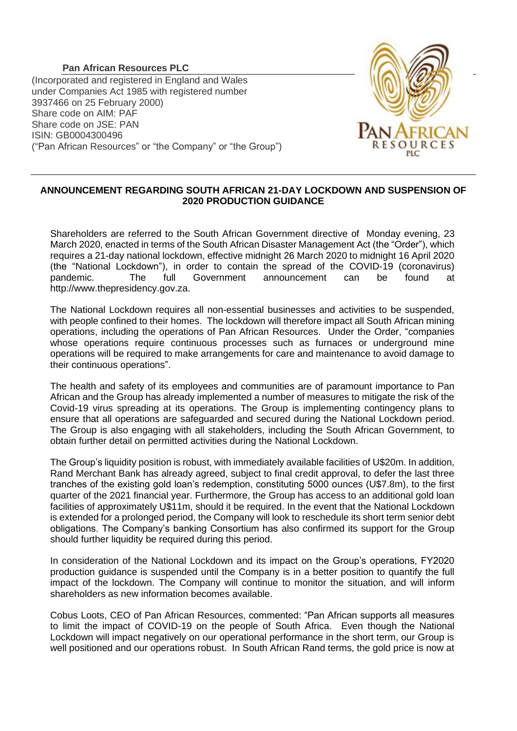**Pan African Resources PLC**

(Incorporated and registered in England and Wales under Companies Act 1985 with registered number 3937466 on 25 February 2000)
Share code on AIM: PAF
Share code on JSE: PAN
ISIN: GB0004300496
("Pan African Resources" or "the Company" or "the Group")

**ANNOUNCEMENT REGARDING SOUTH AFRICAN 21-DAY LOCKDOWN AND SUSPENSION OF 2020 PRODUCTION GUIDANCE**

Shareholders are referred to the South African Government directive of Monday evening, 23 March 2020, enacted in terms of the South African Disaster Management Act (the "Order"), which requires a 21-day national lockdown, effective midnight 26 March 2020 to midnight 16 April 2020 (the "National Lockdown"), in order to contain the spread of the COVID-19 (coronavirus) pandemic. The full Government announcement can be found at http://www.thepresidency.gov.za.

The National Lockdown requires all non-essential businesses and activities to be suspended, with people confined to their homes. The lockdown will therefore impact all South African mining operations, including the operations of Pan African Resources. Under the Order, "companies whose operations require continuous processes such as furnaces or underground mine operations will be required to make arrangements for care and maintenance to avoid damage to their continuous operations".

The health and safety of its employees and communities are of paramount importance to Pan African and the Group has already implemented a number of measures to mitigate the risk of the Covid-19 virus spreading at its operations. The Group is implementing contingency plans to ensure that all operations are safeguarded and secured during the National Lockdown period. The Group is also engaging with all stakeholders, including the South African Government, to obtain further detail on permitted activities during the National Lockdown.

The Group's liquidity position is robust, with immediately available facilities of U$20m. In addition, Rand Merchant Bank has already agreed, subject to final credit approval, to defer the last three tranches of the existing gold loan's redemption, constituting 5000 ounces (U$7.8m), to the first quarter of the 2021 financial year. Furthermore, the Group has access to an additional gold loan facilities of approximately U$11m, should it be required. In the event that the National Lockdown is extended for a prolonged period, the Company will look to reschedule its short term senior debt obligations. The Company's banking Consortium has also confirmed its support for the Group should further liquidity be required during this period.

In consideration of the National Lockdown and its impact on the Group's operations, FY2020 production guidance is suspended until the Company is in a better position to quantify the full impact of the lockdown. The Company will continue to monitor the situation, and will inform shareholders as new information becomes available.

Cobus Loots, CEO of Pan African Resources, commented: "Pan African supports all measures to limit the impact of COVID-19 on the people of South Africa. Even though the National Lockdown will impact negatively on our operational performance in the short term, our Group is well positioned and our operations robust. In South African Rand terms, the gold price is now at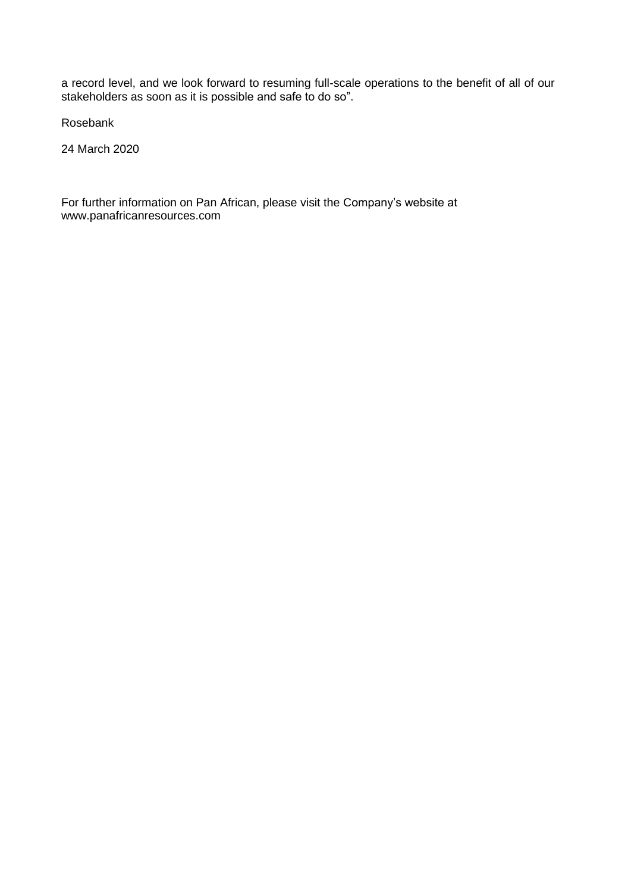a record level, and we look forward to resuming full-scale operations to the benefit of all of our stakeholders as soon as it is possible and safe to do so".

Rosebank

24 March 2020

For further information on Pan African, please visit the Company's website at www.panafricanresources.com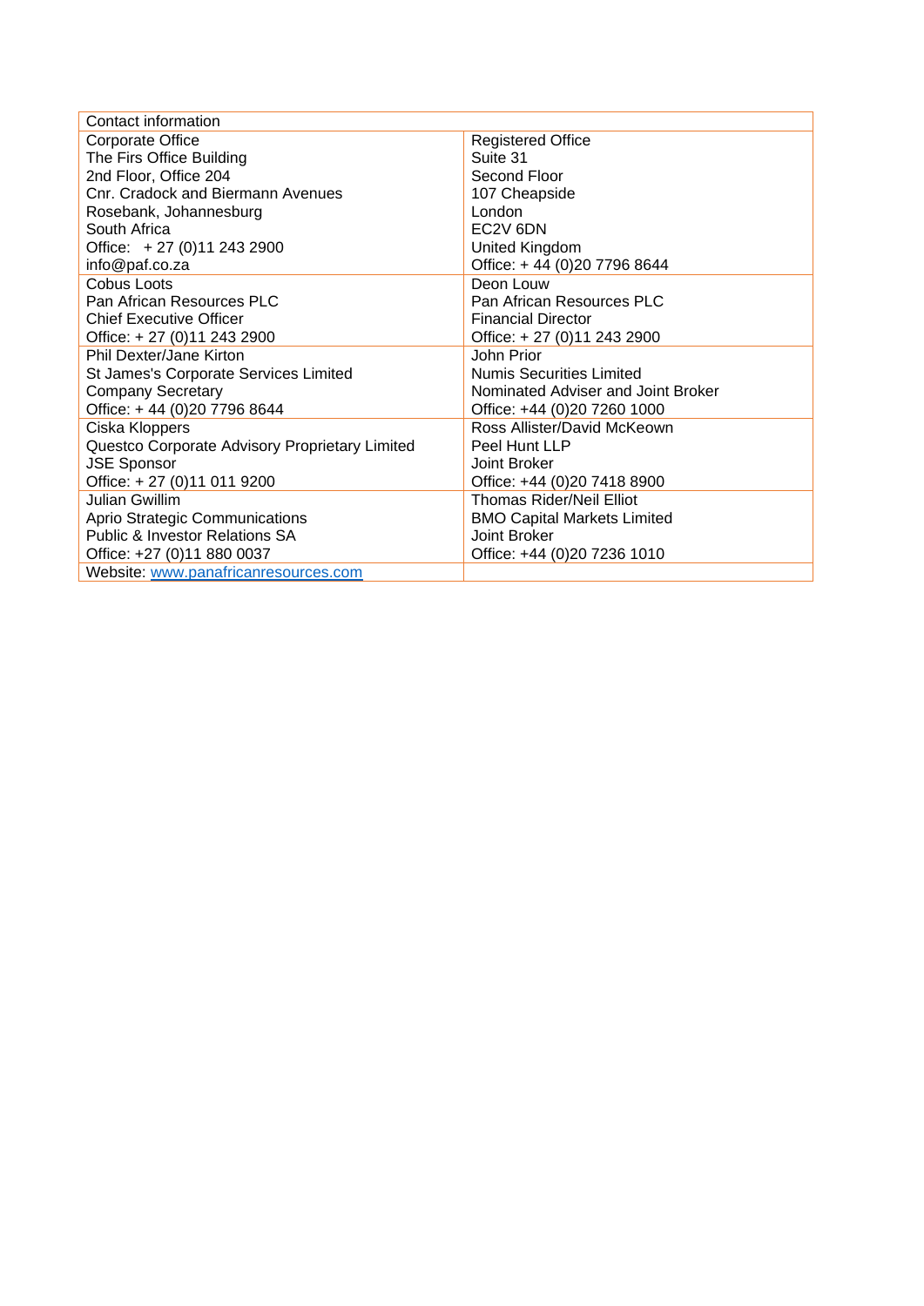| Contact information | |
|---|---|
| Corporate Office<br>The Firs Office Building<br>2nd Floor, Office 204<br>Cnr. Cradock and Biermann Avenues<br>Rosebank, Johannesburg<br>South Africa<br>Office: + 27 (0)11 243 2900<br>info@paf.co.za | Registered Office<br>Suite 31<br>Second Floor<br>107 Cheapside<br>London<br>EC2V 6DN<br>United Kingdom<br>Office: + 44 (0)20 7796 8644 |
| Cobus Loots<br>Pan African Resources PLC<br>Chief Executive Officer<br>Office: + 27 (0)11 243 2900 | Deon Louw<br>Pan African Resources PLC<br>Financial Director<br>Office: + 27 (0)11 243 2900 |
| Phil Dexter/Jane Kirton<br>St James's Corporate Services Limited<br>Company Secretary<br>Office: + 44 (0)20 7796 8644 | John Prior<br>Numis Securities Limited<br>Nominated Adviser and Joint Broker<br>Office: +44 (0)20 7260 1000 |
| Ciska Kloppers<br>Questco Corporate Advisory Proprietary Limited<br>JSE Sponsor<br>Office: + 27 (0)11 011 9200 | Ross Allister/David McKeown<br>Peel Hunt LLP<br>Joint Broker<br>Office: +44 (0)20 7418 8900 |
| Julian Gwillim<br>Aprio Strategic Communications<br>Public & Investor Relations SA<br>Office: +27 (0)11 880 0037 | Thomas Rider/Neil Elliot<br>BMO Capital Markets Limited<br>Joint Broker<br>Office: +44 (0)20 7236 1010 |
| Website: [www.panafricanresources.com](http://www.panafricanresources.com) | |